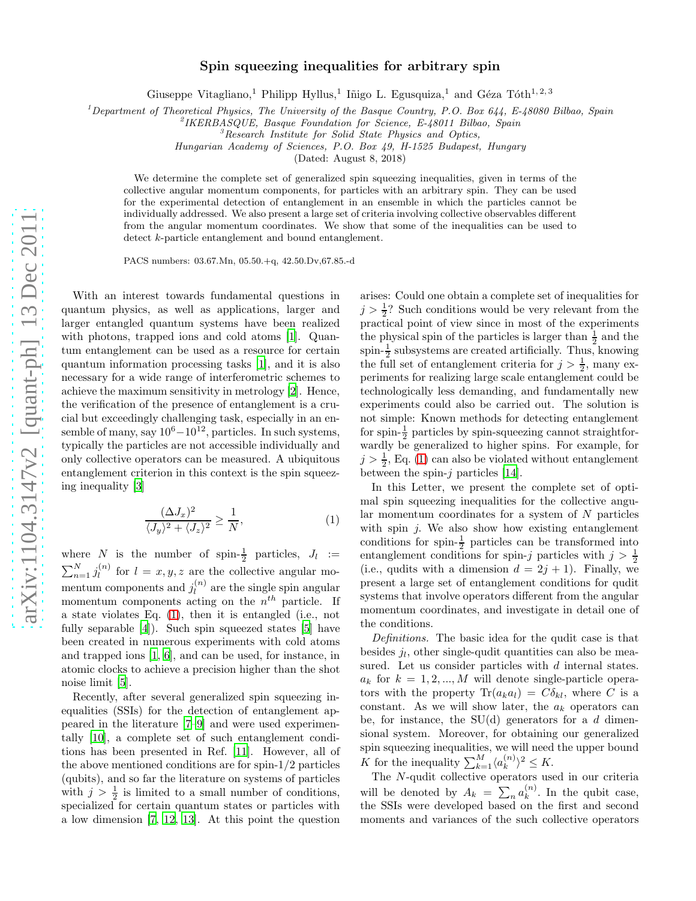# Spin squeezing inequalities for arbitrary spin

Giuseppe Vitagliano,[1] Philipp Hyllus,[1] Iñigo L. Egusquiza,[1] and Géza Tóth[1,2,3]

[1]Department of Theoretical Physics, The University of the Basque Country, P.O. Box 644, E-48080 Bilbao, Spain
[2]IKERBASQUE, Basque Foundation for Science, E-48011 Bilbao, Spain
[3]Research Institute for Solid State Physics and Optics, Hungarian Academy of Sciences, P.O. Box 49, H-1525 Budapest, Hungary

(Dated: August 8, 2018)

We determine the complete set of generalized spin squeezing inequalities, given in terms of the collective angular momentum components, for particles with an arbitrary spin. They can be used for the experimental detection of entanglement in an ensemble in which the particles cannot be individually addressed. We also present a large set of criteria involving collective observables different from the angular momentum coordinates. We show that some of the inequalities can be used to detect $k$-particle entanglement and bound entanglement.

PACS numbers: 03.67.Mn, 05.50.+q, 42.50.Dv,67.85.-d

With an interest towards fundamental questions in quantum physics, as well as applications, larger and larger entangled quantum systems have been realized with photons, trapped ions and cold atoms [1]. Quantum entanglement can be used as a resource for certain quantum information processing tasks [1], and it is also necessary for a wide range of interferometric schemes to achieve the maximum sensitivity in metrology [2]. Hence, the verification of the presence of entanglement is a crucial but exceedingly challenging task, especially in an ensemble of many, say $10^6-10^{12}$, particles. In such systems, typically the particles are not accessible individually and only collective operators can be measured. A ubiquitous entanglement criterion in this context is the spin squeezing inequality [3]

$$\frac{(\Delta J_x)^2}{\langle J_y\rangle^2+\langle J_z\rangle^2} \geq \frac{1}{N}, \tag{1}$$

where $N$ is the number of spin-$\frac{1}{2}$ particles, $J_l := \sum_{n=1}^{N} j_l^{(n)}$ for $l=x,y,z$ are the collective angular momentum components and $j_l^{(n)}$ are the single spin angular momentum components acting on the $n^{th}$ particle. If a state violates Eq. (1), then it is entangled (i.e., not fully separable [4]). Such spin squeezed states [5] have been created in numerous experiments with cold atoms and trapped ions [1, 6], and can be used, for instance, in atomic clocks to achieve a precision higher than the shot noise limit [5].

Recently, after several generalized spin squeezing inequalities (SSIs) for the detection of entanglement appeared in the literature [7–9] and were used experimentally [10], a complete set of such entanglement conditions has been presented in Ref. [11]. However, all of the above mentioned conditions are for spin-1/2 particles (qubits), and so far the literature on systems of particles with $j>\frac{1}{2}$ is limited to a small number of conditions, specialized for certain quantum states or particles with a low dimension [7, 12, 13]. At this point the question arises: Could one obtain a complete set of inequalities for $j>\frac{1}{2}$? Such conditions would be very relevant from the practical point of view since in most of the experiments the physical spin of the particles is larger than $\frac{1}{2}$ and the spin-$\frac{1}{2}$ subsystems are created artificially. Thus, knowing the full set of entanglement criteria for $j>\frac{1}{2}$, many experiments for realizing large scale entanglement could be technologically less demanding, and fundamentally new experiments could also be carried out. The solution is not simple: Known methods for detecting entanglement for spin-$\frac{1}{2}$ particles by spin-squeezing cannot straightforwardly be generalized to higher spins. For example, for $j>\frac{1}{2}$, Eq. (1) can also be violated without entanglement between the spin-$j$ particles [14].

In this Letter, we present the complete set of optimal spin squeezing inequalities for the collective angular momentum coordinates for a system of $N$ particles with spin $j$. We also show how existing entanglement conditions for spin-$\frac{1}{2}$ particles can be transformed into entanglement conditions for spin-$j$ particles with $j>\frac{1}{2}$ (i.e., qudits with a dimension $d=2j+1$). Finally, we present a large set of entanglement conditions for qudit systems that involve operators different from the angular momentum coordinates, and investigate in detail one of the conditions.

*Definitions.* The basic idea for the qudit case is that besides $j_l$, other single-qudit quantities can also be measured. Let us consider particles with $d$ internal states. $a_k$ for $k=1,2,...,M$ will denote single-particle operators with the property $\mathrm{Tr}(a_k a_l)=C\delta_{kl}$, where $C$ is a constant. As we will show later, the $a_k$ operators can be, for instance, the SU(d) generators for a $d$ dimensional system. Moreover, for obtaining our generalized spin squeezing inequalities, we will need the upper bound $K$ for the inequality $\sum_{k=1}^{M}\langle a_k^{(n)}\rangle^2 \leq K$.

The $N$-qudit collective operators used in our criteria will be denoted by $A_k=\sum_n a_k^{(n)}$. In the qubit case, the SSIs were developed based on the first and second moments and variances of the such collective operators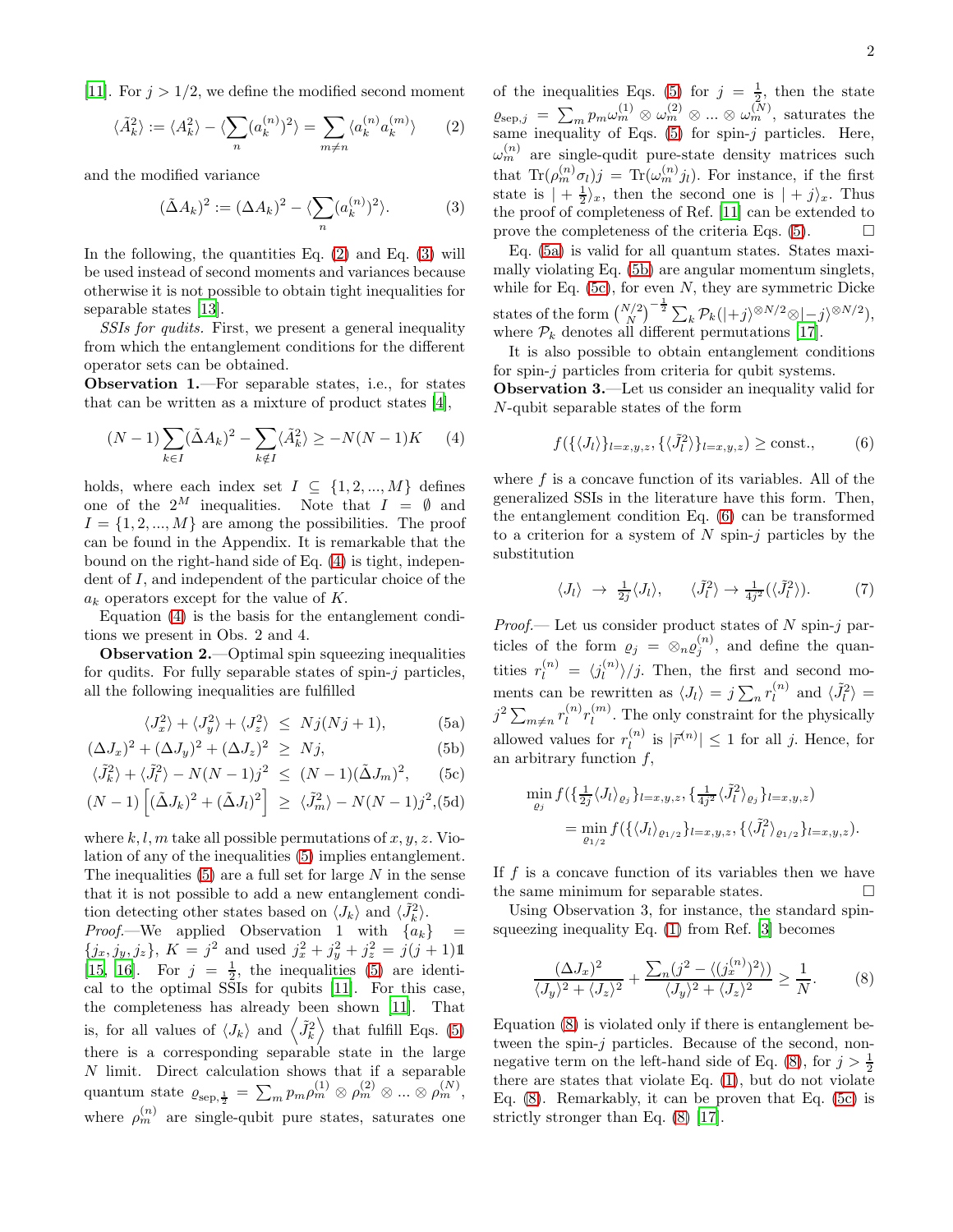[11]. For $j > 1/2$, we define the modified second moment

$$\langle \tilde{A}_k^2 \rangle := \langle A_k^2 \rangle - \langle \sum_n (a_k^{(n)})^2 \rangle = \sum_{m \neq n} \langle a_k^{(n)} a_k^{(m)} \rangle \tag{2}$$

and the modified variance

$$(\tilde{\Delta} A_k)^2 := (\Delta A_k)^2 - \langle \sum_n (a_k^{(n)})^2 \rangle. \tag{3}$$

In the following, the quantities Eq. (2) and Eq. (3) will be used instead of second moments and variances because otherwise it is not possible to obtain tight inequalities for separable states [13].

*SSIs for qudits.* First, we present a general inequality from which the entanglement conditions for the different operator sets can be obtained.

**Observation 1.**—For separable states, i.e., for states that can be written as a mixture of product states [4],

$$(N-1) \sum_{k \in I} (\tilde{\Delta} A_k)^2 - \sum_{k \notin I} \langle \tilde{A}_k^2 \rangle \geq -N(N-1)K \tag{4}$$

holds, where each index set $I \subseteq \{1, 2, ..., M\}$ defines one of the $2^M$ inequalities. Note that $I = \emptyset$ and $I = \{1, 2, ..., M\}$ are among the possibilities. The proof can be found in the Appendix. It is remarkable that the bound on the right-hand side of Eq. (4) is tight, independent of $I$, and independent of the particular choice of the $a_k$ operators except for the value of $K$.

Equation (4) is the basis for the entanglement conditions we present in Obs. 2 and 4.

**Observation 2.**—Optimal spin squeezing inequalities for qudits. For fully separable states of spin-$j$ particles, all the following inequalities are fulfilled

$$\langle J_x^2 \rangle + \langle J_y^2 \rangle + \langle J_z^2 \rangle \leq Nj(Nj+1), \tag{5a}$$

$$(\Delta J_x)^2 + (\Delta J_y)^2 + (\Delta J_z)^2 \geq Nj, \tag{5b}$$

$$\langle \tilde{J}_k^2 \rangle + \langle \tilde{J}_l^2 \rangle - N(N-1)j^2 \leq (N-1)(\tilde{\Delta} J_m)^2, \tag{5c}$$

$$(N-1)\left[(\tilde{\Delta} J_k)^2 + (\tilde{\Delta} J_l)^2\right] \geq \langle \tilde{J}_m^2 \rangle - N(N-1)j^2, \tag{5d}$$

where $k, l, m$ take all possible permutations of $x, y, z$. Violation of any of the inequalities (5) implies entanglement. The inequalities (5) are a full set for large $N$ in the sense that it is not possible to add a new entanglement condition detecting other states based on $\langle J_k \rangle$ and $\langle \tilde{J}_k^2 \rangle$.

*Proof.*—We applied Observation 1 with $\{a_k\} = \{j_x, j_y, j_z\}$, $K = j^2$ and used $j_x^2 + j_y^2 + j_z^2 = j(j+1)\mathbb{1}$ [15, 16]. For $j = \frac{1}{2}$, the inequalities (5) are identical to the optimal SSIs for qubits [11]. For this case, the completeness has already been shown [11]. That is, for all values of $\langle J_k \rangle$ and $\left\langle \tilde{J}_k^2 \right\rangle$ that fulfill Eqs. (5) there is a corresponding separable state in the large $N$ limit. Direct calculation shows that if a separable quantum state $\varrho_{\text{sep}, \frac{1}{2}} = \sum_m p_m \rho_m^{(1)} \otimes \rho_m^{(2)} \otimes ... \otimes \rho_m^{(N)}$, where $\rho_m^{(n)}$ are single-qubit pure states, saturates one of the inequalities Eqs. (5) for $j = \frac{1}{2}$, then the state $\varrho_{\text{sep}, j} = \sum_m p_m \omega_m^{(1)} \otimes \omega_m^{(2)} \otimes ... \otimes \omega_m^{(N)}$, saturates the same inequality of Eqs. (5) for spin-$j$ particles. Here, $\omega_m^{(n)}$ are single-qudit pure-state density matrices such that $\text{Tr}(\rho_m^{(n)} \sigma_l) j = \text{Tr}(\omega_m^{(n)} j_l)$. For instance, if the first state is $| + \frac{1}{2} \rangle_x$, then the second one is $| + j \rangle_x$. Thus the proof of completeness of Ref. [11] can be extended to prove the completeness of the criteria Eqs. (5). $\square$

Eq. (5a) is valid for all quantum states. States maximally violating Eq. (5b) are angular momentum singlets, while for Eq. (5c), for even $N$, they are symmetric Dicke states of the form $\binom{N/2}{N}^{-\frac{1}{2}} \sum_k \mathcal{P}_k (|+j\rangle^{\otimes N/2} \otimes |-j\rangle^{\otimes N/2})$, where $\mathcal{P}_k$ denotes all different permutations [17].

It is also possible to obtain entanglement conditions for spin-$j$ particles from criteria for qubit systems.

**Observation 3.**—Let us consider an inequality valid for $N$-qubit separable states of the form

$$f(\{\langle J_l \rangle\}_{l=x,y,z}, \{\langle \tilde{J}_l^2 \rangle\}_{l=x,y,z}) \geq \text{const.}, \tag{6}$$

where $f$ is a concave function of its variables. All of the generalized SSIs in the literature have this form. Then, the entanglement condition Eq. (6) can be transformed to a criterion for a system of $N$ spin-$j$ particles by the substitution

$$\langle J_l \rangle \;\to\; \tfrac{1}{2j} \langle J_l \rangle, \qquad \langle \tilde{J}_l^2 \rangle \to \tfrac{1}{4j^2} (\langle \tilde{J}_l^2 \rangle). \tag{7}$$

*Proof.*— Let us consider product states of $N$ spin-$j$ particles of the form $\varrho_j = \otimes_n \varrho_j^{(n)}$, and define the quantities $r_l^{(n)} = \langle j_l^{(n)} \rangle / j$. Then, the first and second moments can be rewritten as $\langle J_l \rangle = j \sum_n r_l^{(n)}$ and $\langle \tilde{J}_l^2 \rangle = j^2 \sum_{m \neq n} r_l^{(n)} r_l^{(m)}$. The only constraint for the physically allowed values for $r_l^{(n)}$ is $|\vec{r}^{(n)}| \leq 1$ for all $j$. Hence, for an arbitrary function $f$,

$$\min_{\varrho_j} f(\{\tfrac{1}{2j} \langle J_l \rangle_{\varrho_j}\}_{l=x,y,z}, \{\tfrac{1}{4j^2} \langle \tilde{J}_l^2 \rangle_{\varrho_j}\}_{l=x,y,z})$$
$$= \min_{\varrho_{1/2}} f(\{\langle J_l \rangle_{\varrho_{1/2}}\}_{l=x,y,z}, \{\langle \tilde{J}_l^2 \rangle_{\varrho_{1/2}}\}_{l=x,y,z}).$$

If $f$ is a concave function of its variables then we have the same minimum for separable states. $\square$

Using Observation 3, for instance, the standard spin-squeezing inequality Eq. (1) from Ref. [3] becomes

$$\frac{(\Delta J_x)^2}{\langle J_y \rangle^2 + \langle J_z \rangle^2} + \frac{\sum_n (j^2 - \langle (j_x^{(n)})^2 \rangle)}{\langle J_y \rangle^2 + \langle J_z \rangle^2} \geq \frac{1}{N}. \tag{8}$$

Equation (8) is violated only if there is entanglement between the spin-$j$ particles. Because of the second, non-negative term on the left-hand side of Eq. (8), for $j > \frac{1}{2}$ there are states that violate Eq. (1), but do not violate Eq. (8). Remarkably, it can be proven that Eq. (5c) is strictly stronger than Eq. (8) [17].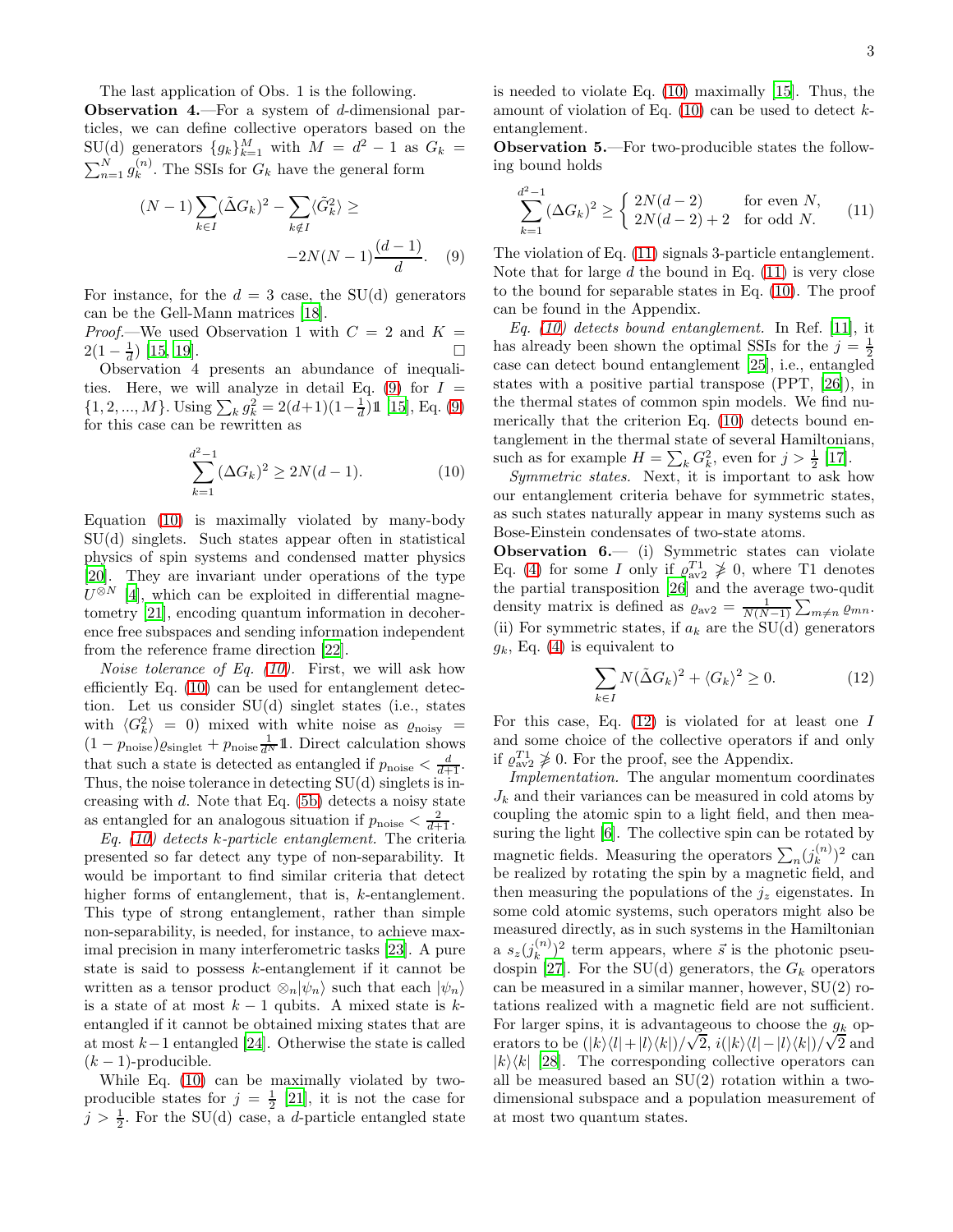The last application of Obs. 1 is the following.

**Observation 4.**—For a system of $d$-dimensional particles, we can define collective operators based on the SU(d) generators $\{g_k\}_{k=1}^M$ with $M = d^2 - 1$ as $G_k = \sum_{n=1}^N g_k^{(n)}$. The SSIs for $G_k$ have the general form

$$(N-1)\sum_{k\in I}(\tilde{\Delta}G_k)^2 - \sum_{k\notin I}\langle \tilde{G}_k^2\rangle \geq -2N(N-1)\frac{(d-1)}{d}. \quad (9)$$

For instance, for the $d = 3$ case, the SU(d) generators can be the Gell-Mann matrices [18].

*Proof.*—We used Observation 1 with $C = 2$ and $K = 2(1 - \frac{1}{d})$ [15, 19]. □

Observation 4 presents an abundance of inequalities. Here, we will analyze in detail Eq. (9) for $I = \{1, 2, ..., M\}$. Using $\sum_k g_k^2 = 2(d+1)(1-\frac{1}{d})\mathbb{1}$ [15], Eq. (9) for this case can be rewritten as

$$\sum_{k=1}^{d^2-1}(\Delta G_k)^2 \geq 2N(d-1). \quad (10)$$

Equation (10) is maximally violated by many-body SU(d) singlets. Such states appear often in statistical physics of spin systems and condensed matter physics [20]. They are invariant under operations of the type $U^{\otimes N}$ [4], which can be exploited in differential magnetometry [21], encoding quantum information in decoherence free subspaces and sending information independent from the reference frame direction [22].

*Noise tolerance of Eq. (10).* First, we will ask how efficiently Eq. (10) can be used for entanglement detection. Let us consider SU(d) singlet states (i.e., states with $\langle G_k^2\rangle = 0$) mixed with white noise as $\varrho_{\rm noisy} = (1 - p_{\rm noise})\varrho_{\rm singlet} + p_{\rm noise}\frac{1}{d^N}\mathbb{1}$. Direct calculation shows that such a state is detected as entangled if $p_{\rm noise} < \frac{d}{d+1}$. Thus, the noise tolerance in detecting SU(d) singlets is increasing with $d$. Note that Eq. (5b) detects a noisy state as entangled for an analogous situation if $p_{\rm noise} < \frac{2}{d+1}$.

*Eq. (10) detects $k$-particle entanglement.* The criteria presented so far detect any type of non-separability. It would be important to find similar criteria that detect higher forms of entanglement, that is, $k$-entanglement. This type of strong entanglement, rather than simple non-separability, is needed, for instance, to achieve maximal precision in many interferometric tasks [23]. A pure state is said to possess $k$-entanglement if it cannot be written as a tensor product $\otimes_n|\psi_n\rangle$ such that each $|\psi_n\rangle$ is a state of at most $k-1$ qubits. A mixed state is $k$-entangled if it cannot be obtained mixing states that are at most $k-1$ entangled [24]. Otherwise the state is called $(k-1)$-producible.

While Eq. (10) can be maximally violated by two-producible states for $j = \frac{1}{2}$ [21], it is not the case for $j > \frac{1}{2}$. For the SU(d) case, a $d$-particle entangled state is needed to violate Eq. (10) maximally [15]. Thus, the amount of violation of Eq. (10) can be used to detect $k$-entanglement.

**Observation 5.**—For two-producible states the following bound holds

$$\sum_{k=1}^{d^2-1}(\Delta G_k)^2 \geq \begin{cases} 2N(d-2) & \text{for even } N, \\ 2N(d-2)+2 & \text{for odd } N. \end{cases} \quad (11)$$

The violation of Eq. (11) signals 3-particle entanglement. Note that for large $d$ the bound in Eq. (11) is very close to the bound for separable states in Eq. (10). The proof can be found in the Appendix.

*Eq. (10) detects bound entanglement.* In Ref. [11], it has already been shown the optimal SSIs for the $j = \frac{1}{2}$ case can detect bound entanglement [25], i.e., entangled states with a positive partial transpose (PPT, [26]), in the thermal states of common spin models. We find numerically that the criterion Eq. (10) detects bound entanglement in the thermal state of several Hamiltonians, such as for example $H = \sum_k G_k^2$, even for $j > \frac{1}{2}$ [17].

*Symmetric states.* Next, it is important to ask how our entanglement criteria behave for symmetric states, as such states naturally appear in many systems such as Bose-Einstein condensates of two-state atoms.

**Observation 6.**— (i) Symmetric states can violate Eq. (4) for some $I$ only if $\varrho_{\rm av2}^{T1} \not\geq 0$, where T1 denotes the partial transposition [26] and the average two-qudit density matrix is defined as $\varrho_{\rm av2} = \frac{1}{N(N-1)}\sum_{m\neq n}\varrho_{mn}$. (ii) For symmetric states, if $a_k$ are the SU(d) generators $g_k$, Eq. (4) is equivalent to

$$\sum_{k\in I} N(\tilde{\Delta}G_k)^2 + \langle G_k\rangle^2 \geq 0. \quad (12)$$

For this case, Eq. (12) is violated for at least one $I$ and some choice of the collective operators if and only if $\varrho_{\rm av2}^{T1} \not\geq 0$. For the proof, see the Appendix.

*Implementation.* The angular momentum coordinates $J_k$ and their variances can be measured in cold atoms by coupling the atomic spin to a light field, and then measuring the light [6]. The collective spin can be rotated by magnetic fields. Measuring the operators $\sum_n (j_k^{(n)})^2$ can be realized by rotating the spin by a magnetic field, and then measuring the populations of the $j_z$ eigenstates. In some cold atomic systems, such operators might also be measured directly, as in such systems in the Hamiltonian a $s_z(j_k^{(n)})^2$ term appears, where $\vec{s}$ is the photonic pseudospin [27]. For the SU(d) generators, the $G_k$ operators can be measured in a similar manner, however, SU(2) rotations realized with a magnetic field are not sufficient. For larger spins, it is advantageous to choose the $g_k$ operators to be $(|k\rangle\langle l| + |l\rangle\langle k|)/\sqrt{2}$, $i(|k\rangle\langle l| - |l\rangle\langle k|)/\sqrt{2}$ and $|k\rangle\langle k|$ [28]. The corresponding collective operators can all be measured based an SU(2) rotation within a two-dimensional subspace and a population measurement of at most two quantum states.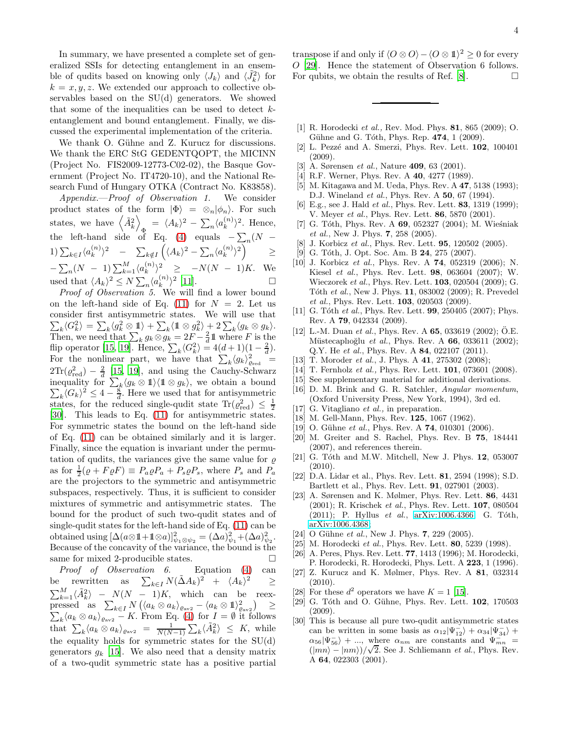In summary, we have presented a complete set of generalized SSIs for detecting entanglement in an ensemble of qudits based on knowing only $\langle J_k \rangle$ and $\langle \tilde{J}_k^2 \rangle$ for $k = x, y, z$. We extended our approach to collective observables based on the SU(d) generators. We showed that some of the inequalities can be used to detect $k$-entanglement and bound entanglement. Finally, we discussed the experimental implementation of the criteria.

We thank O. Gühne and Z. Kurucz for discussions. We thank the ERC StG GEDENTQOPT, the MICINN (Project No. FIS2009-12773-C02-02), the Basque Government (Project No. IT4720-10), and the National Research Fund of Hungary OTKA (Contract No. K83858).

*Appendix.—Proof of Observation 1.* We consider product states of the form $|\Phi\rangle = \otimes_n |\phi_n\rangle$. For such states, we have $\left\langle \tilde{A}_k^2 \right\rangle_\Phi = \langle A_k \rangle^2 - \sum_n \langle a_k^{(n)} \rangle^2$. Hence, the left-hand side of Eq. (4) equals $-\sum_n (N - 1) \sum_{k \in I} \langle a_k^{(n)} \rangle^2 - \sum_{k \notin I} \left( \langle A_k \rangle^2 - \sum_n \langle a_k^{(n)} \rangle^2 \right) \geq -\sum_n (N-1) \sum_{k=1}^M \langle a_k^{(n)} \rangle^2 \geq -N(N-1)K$. We used that $\langle A_k \rangle^2 \leq N \sum_n \langle a_k^{(n)} \rangle^2$ [11]. □

*Proof of Observation 5.* We will find a lower bound on the left-hand side of Eq. (11) for $N = 2$. Let us consider first antisymmetric states. We will use that $\sum_k \langle G_k^2 \rangle = \sum_k \langle g_k^2 \otimes \mathbb{1} \rangle + \sum_k \langle \mathbb{1} \otimes g_k^2 \rangle + 2 \sum_k \langle g_k \otimes g_k \rangle$. Then, we need that $\sum_k g_k \otimes g_k = 2F - \frac{2}{d}\mathbb{1}$ where $F$ is the flip operator [15, 19]. Hence, $\sum_k \langle G_k^2 \rangle = 4(d+1)(1 - \frac{2}{d})$. For the nonlinear part, we have that $\sum_k \langle g_k \rangle^2_{\varrho_{\rm red}} = 2{\rm Tr}(\varrho_{\rm red}^2) - \frac{2}{d}$ [15, 19], and using the Cauchy-Schwarz inequality for $\sum_k \langle g_k \otimes \mathbb{1} \rangle \langle \mathbb{1} \otimes g_k \rangle$, we obtain a bound $\sum_k \langle G_k \rangle^2 \leq 4 - \frac{8}{d}$. Here we used that for antisymmetric states, for the reduced single-qudit state ${\rm Tr}(\varrho_{\rm red}^2) \leq \frac{1}{2}$ [30]. This leads to Eq. (11) for antisymmetric states. For symmetric states the bound on the left-hand side of Eq. (11) can be obtained similarly and it is larger. Finally, since the equation is invariant under the permutation of qudits, the variances give the same value for $\varrho$ as for $\frac{1}{2}(\varrho + F\varrho F) \equiv P_a \varrho P_a + P_s \varrho P_s$, where $P_s$ and $P_a$ are the projectors to the symmetric and antisymmetric subspaces, respectively. Thus, it is sufficient to consider mixtures of symmetric and antisymmetric states. The bound for the product of such two-qudit states and of single-qudit states for the left-hand side of Eq. (11) can be obtained using $[\Delta(a \otimes \mathbb{1} + \mathbb{1} \otimes a)]^2_{\psi_1 \otimes \psi_2} = (\Delta a)^2_{\psi_1} + (\Delta a)^2_{\psi_2}$. Because of the concavity of the variance, the bound is the same for mixed 2-producible states. □

*Proof of Observation 6.* Equation (4) can be rewritten as $\sum_{k \in I} N (\tilde{\Delta} A_k)^2 + \langle A_k \rangle^2 \geq \sum_{k=1}^M \langle \tilde{A}_k^2 \rangle - N(N-1)K$, which can be reexpressed as $\sum_{k \in I} N \left( \langle a_k \otimes a_k \rangle_{\varrho_{\rm av2}} - \langle a_k \otimes \mathbb{1} \rangle^2_{\varrho_{\rm av2}} \right) \geq \sum_k \langle a_k \otimes a_k \rangle_{\varrho_{\rm av2}} - K$. From Eq. (4) for $I = \emptyset$ it follows that $\sum_k \langle a_k \otimes a_k \rangle_{\varrho_{\rm av2}} = \frac{1}{N(N-1)} \sum_k \langle \tilde{A}_k^2 \rangle \leq K$, while the equality holds for symmetric states for the SU(d) generators $g_k$ [15]. We also need that a density matrix of a two-qudit symmetric state has a positive partial transpose if and only if $\langle O \otimes O \rangle - \langle O \otimes \mathbb{1} \rangle^2 \geq 0$ for every $O$ [29]. Hence the statement of Observation 6 follows. For qubits, we obtain the results of Ref. [8]. □

---

- [1] R. Horodecki *et al.,* Rev. Mod. Phys. **81**, 865 (2009); O. Gühne and G. Tóth, Phys. Rep. **474**, 1 (2009).
- [2] L. Pezzé and A. Smerzi, Phys. Rev. Lett. **102**, 100401 (2009).
- [3] A. Sørensen *et al.*, Nature **409**, 63 (2001).
- [4] R.F. Werner, Phys. Rev. A **40**, 4277 (1989).
- [5] M. Kitagawa and M. Ueda, Phys. Rev. A **47**, 5138 (1993); D.J. Wineland *et al.*, Phys. Rev. A **50**, 67 (1994).
- [6] E.g., see J. Hald *et al.*, Phys. Rev. Lett. **83**, 1319 (1999); V. Meyer *et al.*, Phys. Rev. Lett. **86**, 5870 (2001).
- [7] G. Tóth, Phys. Rev. A **69**, 052327 (2004); M. Wieśniak *et al.*, New J. Phys. **7**, 258 (2005).
- [8] J. Korbicz *et al.*, Phys. Rev. Lett. **95**, 120502 (2005).
- [9] G. Tóth, J. Opt. Soc. Am. B **24**, 275 (2007).
- [10] J. Korbicz *et al.*, Phys. Rev. A **74**, 052319 (2006); N. Kiesel *et al.*, Phys. Rev. Lett. **98**, 063604 (2007); W. Wieczorek *et al.*, Phys. Rev. Lett. **103**, 020504 (2009); G. Tóth *et al.*, New J. Phys. **11**, 083002 (2009); R. Prevedel *et al.*, Phys. Rev. Lett. **103**, 020503 (2009).
- [11] G. Tóth *et al.*, Phys. Rev. Lett. **99**, 250405 (2007); Phys. Rev. A **79**, 042334 (2009).
- [12] L.-M. Duan *et al.*, Phys. Rev. A **65**, 033619 (2002); Ö.E. Müstecaplıoğlu *et al.*, Phys. Rev. A **66**, 033611 (2002); Q.Y. He *et al.*, Phys. Rev. A **84**, 022107 (2011).
- [13] T. Moroder *et al.*, J. Phys. A **41**, 275302 (2008);
- [14] T. Fernholz *et al.,* Phys. Rev. Lett. **101**, 073601 (2008).
- [15] See supplementary material for additional derivations.
- [16] D. M. Brink and G. R. Satchler, *Angular momentum*, (Oxford University Press, New York, 1994), 3rd ed.
- [17] G. Vitagliano *et al.,* in preparation.
- [18] M. Gell-Mann, Phys. Rev. **125**, 1067 (1962).
- [19] O. Gühne *et al.*, Phys. Rev. A **74**, 010301 (2006).
- [20] M. Greiter and S. Rachel, Phys. Rev. B **75**, 184441 (2007), and references therein.
- [21] G. Tóth and M.W. Mitchell, New J. Phys. **12**, 053007 (2010).
- [22] D.A. Lidar et al., Phys. Rev. Lett. **81**, 2594 (1998); S.D. Bartlett et al., Phys. Rev. Lett. **91**, 027901 (2003).
- [23] A. Sørensen and K. Mølmer, Phys. Rev. Lett. **86**, 4431 (2001); R. Krischek *et al.*, Phys. Rev. Lett. **107**, 080504 (2011); P. Hyllus *et al.*, arXiv:1006.4366; G. Tóth, arXiv:1006.4368;
- [24] O Gühne *et al.*, New J. Phys. **7**, 229 (2005).
- [25] M. Horodecki *et al.*, Phys. Rev. Lett. **80**, 5239 (1998).
- [26] A. Peres, Phys. Rev. Lett. **77**, 1413 (1996); M. Horodecki, P. Horodecki, R. Horodecki, Phys. Lett. A **223**, 1 (1996).
- [27] Z. Kurucz and K. Mølmer, Phys. Rev. A **81**, 032314 (2010).
- [28] For these $d^2$ operators we have $K = 1$ [15].
- [29] G. Tóth and O. Gühne, Phys. Rev. Lett. **102**, 170503 (2009).
- [30] This is because all pure two-qudit antisymmetric states can be written in some basis as $\alpha_{12}|\Psi_{12}^-\rangle + \alpha_{34}|\Psi_{34}^-\rangle + \alpha_{56}|\Psi_{56}^-\rangle + ...$, where $\alpha_{nm}$ are constants and $\Psi_{mn}^- = (|mn\rangle - |nm\rangle)/\sqrt{2}$. See J. Schliemann *et al.*, Phys. Rev. A **64**, 022303 (2001).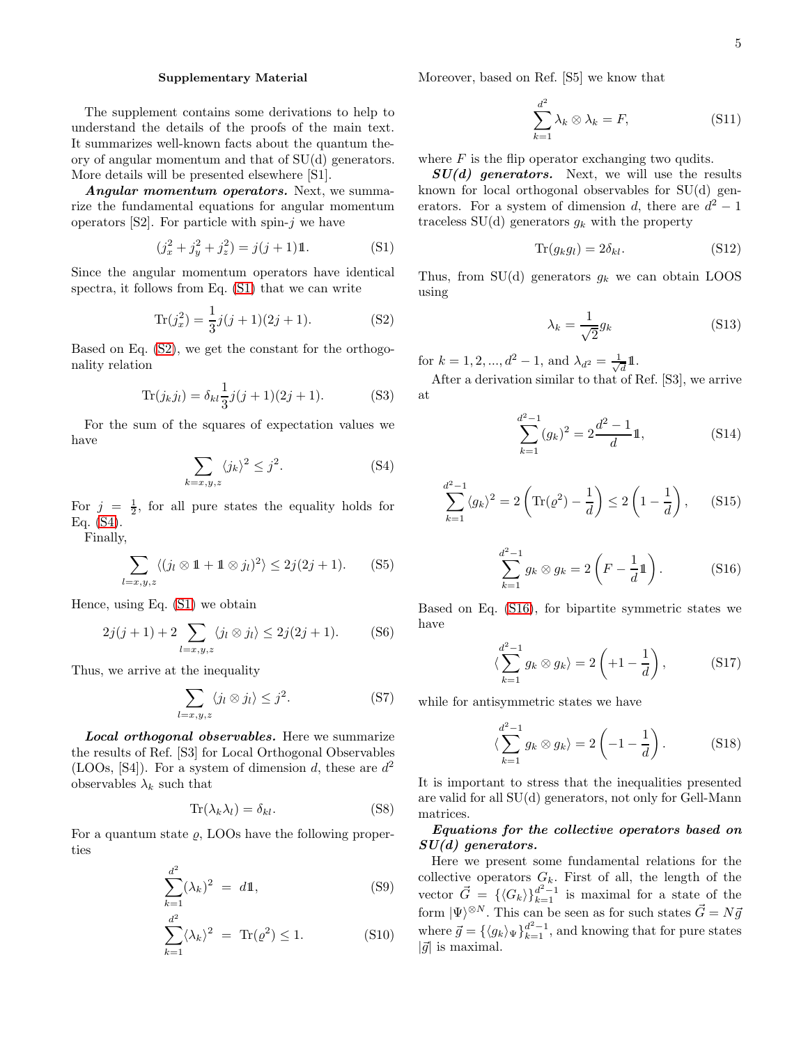## Supplementary Material

The supplement contains some derivations to help to understand the details of the proofs of the main text. It summarizes well-known facts about the quantum theory of angular momentum and that of SU(d) generators. More details will be presented elsewhere [S1].

***Angular momentum operators.*** Next, we summarize the fundamental equations for angular momentum operators [S2]. For particle with spin-$j$ we have

$$(j_x^2 + j_y^2 + j_z^2) = j(j+1)\mathbb{1}. \tag{S1}$$

Since the angular momentum operators have identical spectra, it follows from Eq. (S1) that we can write

$$\mathrm{Tr}(j_x^2) = \frac{1}{3}j(j+1)(2j+1). \tag{S2}$$

Based on Eq. (S2), we get the constant for the orthogonality relation

$$\mathrm{Tr}(j_k j_l) = \delta_{kl}\frac{1}{3}j(j+1)(2j+1). \tag{S3}$$

For the sum of the squares of expectation values we have

$$\sum_{k=x,y,z} \langle j_k \rangle^2 \le j^2. \tag{S4}$$

For $j = \frac{1}{2}$, for all pure states the equality holds for Eq. (S4).

Finally,

$$\sum_{l=x,y,z} \langle (j_l \otimes \mathbb{1} + \mathbb{1} \otimes j_l)^2 \rangle \le 2j(2j+1). \tag{S5}$$

Hence, using Eq. (S1) we obtain

$$2j(j+1) + 2\sum_{l=x,y,z} \langle j_l \otimes j_l \rangle \le 2j(2j+1). \tag{S6}$$

Thus, we arrive at the inequality

$$\sum_{l=x,y,z} \langle j_l \otimes j_l \rangle \le j^2. \tag{S7}$$

***Local orthogonal observables.*** Here we summarize the results of Ref. [S3] for Local Orthogonal Observables (LOOs, [S4]). For a system of dimension $d$, these are $d^2$ observables $\lambda_k$ such that

$$\mathrm{Tr}(\lambda_k \lambda_l) = \delta_{kl}. \tag{S8}$$

For a quantum state $\varrho$, LOOs have the following properties

$$\sum_{k=1}^{d^2} (\lambda_k)^2 = d\mathbb{1}, \tag{S9}$$

$$\sum_{k=1}^{d^2} \langle \lambda_k \rangle^2 = \mathrm{Tr}(\varrho^2) \le 1. \tag{S10}$$

Moreover, based on Ref. [S5] we know that

$$\sum_{k=1}^{d^2} \lambda_k \otimes \lambda_k = F, \tag{S11}$$

where $F$ is the flip operator exchanging two qudits.

***SU(d) generators.*** Next, we will use the results known for local orthogonal observables for SU(d) generators. For a system of dimension $d$, there are $d^2 - 1$ traceless SU(d) generators $g_k$ with the property

$$\mathrm{Tr}(g_k g_l) = 2\delta_{kl}. \tag{S12}$$

Thus, from SU(d) generators $g_k$ we can obtain LOOS using

$$\lambda_k = \frac{1}{\sqrt{2}} g_k \tag{S13}$$

for $k = 1, 2, ..., d^2 - 1$, and $\lambda_{d^2} = \frac{1}{\sqrt{d}}\mathbb{1}$.

After a derivation similar to that of Ref. [S3], we arrive at

$$\sum_{k=1}^{d^2-1} (g_k)^2 = 2\frac{d^2-1}{d}\mathbb{1}, \tag{S14}$$

$$\sum_{k=1}^{d^2-1} \langle g_k \rangle^2 = 2\left(\mathrm{Tr}(\varrho^2) - \frac{1}{d}\right) \le 2\left(1 - \frac{1}{d}\right), \tag{S15}$$

$$\sum_{k=1}^{d^2-1} g_k \otimes g_k = 2\left(F - \frac{1}{d}\mathbb{1}\right). \tag{S16}$$

Based on Eq. (S16), for bipartite symmetric states we have

$$\langle \sum_{k=1}^{d^2-1} g_k \otimes g_k \rangle = 2\left(+1 - \frac{1}{d}\right), \tag{S17}$$

while for antisymmetric states we have

$$\langle \sum_{k=1}^{d^2-1} g_k \otimes g_k \rangle = 2\left(-1 - \frac{1}{d}\right). \tag{S18}$$

It is important to stress that the inequalities presented are valid for all SU(d) generators, not only for Gell-Mann matrices.

***Equations for the collective operators based on SU(d) generators.***

Here we present some fundamental relations for the collective operators $G_k$. First of all, the length of the vector $\vec{G} = \{\langle G_k \rangle\}_{k=1}^{d^2-1}$ is maximal for a state of the form $|\Psi\rangle^{\otimes N}$. This can be seen as for such states $\vec{G} = N\vec{g}$ where $\vec{g} = \{\langle g_k \rangle_\Psi\}_{k=1}^{d^2-1}$, and knowing that for pure states $|\vec{g}|$ is maximal.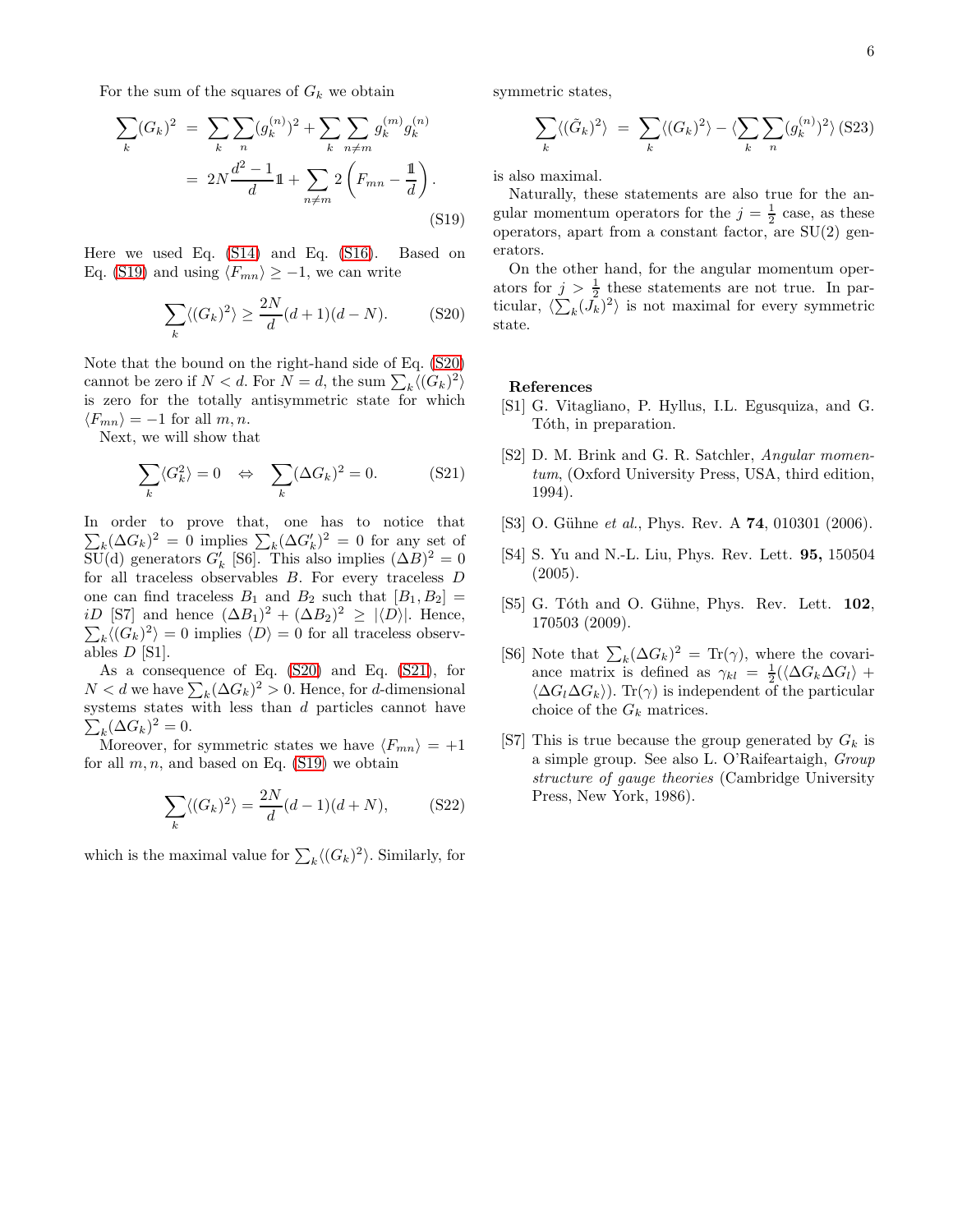For the sum of the squares of $G_k$ we obtain

$$\sum_k (G_k)^2 = \sum_k \sum_n (g_k^{(n)})^2 + \sum_k \sum_{n\neq m} g_k^{(m)} g_k^{(n)} = 2N\frac{d^2-1}{d}\mathbb{1} + \sum_{n\neq m} 2\left(F_{mn} - \frac{\mathbb{1}}{d}\right). \tag{S19}$$

Here we used Eq. (S14) and Eq. (S16). Based on Eq. (S19) and using $\langle F_{mn}\rangle \geq -1$, we can write

$$\sum_k \langle (G_k)^2 \rangle \geq \frac{2N}{d}(d+1)(d-N). \tag{S20}$$

Note that the bound on the right-hand side of Eq. (S20) cannot be zero if $N < d$. For $N = d$, the sum $\sum_k \langle (G_k)^2\rangle$ is zero for the totally antisymmetric state for which $\langle F_{mn}\rangle = -1$ for all $m, n$.

Next, we will show that

$$\sum_k \langle G_k^2 \rangle = 0 \quad \Leftrightarrow \quad \sum_k (\Delta G_k)^2 = 0. \tag{S21}$$

In order to prove that, one has to notice that $\sum_k (\Delta G_k)^2 = 0$ implies $\sum_k (\Delta G'_k)^2 = 0$ for any set of SU(d) generators $G'_k$ [S6]. This also implies $(\Delta B)^2 = 0$ for all traceless observables $B$. For every traceless $D$ one can find traceless $B_1$ and $B_2$ such that $[B_1, B_2] = iD$ [S7] and hence $(\Delta B_1)^2 + (\Delta B_2)^2 \geq |\langle D\rangle|$. Hence, $\sum_k \langle (G_k)^2\rangle = 0$ implies $\langle D \rangle = 0$ for all traceless observables $D$ [S1].

As a consequence of Eq. (S20) and Eq. (S21), for $N < d$ we have $\sum_k (\Delta G_k)^2 > 0$. Hence, for $d$-dimensional systems states with less than $d$ particles cannot have $\sum_k (\Delta G_k)^2 = 0$.

Moreover, for symmetric states we have $\langle F_{mn}\rangle = +1$ for all $m, n$, and based on Eq. (S19) we obtain

$$\sum_k \langle (G_k)^2 \rangle = \frac{2N}{d}(d-1)(d+N), \tag{S22}$$

which is the maximal value for $\sum_k \langle (G_k)^2\rangle$. Similarly, for symmetric states,

$$\sum_k \langle (\tilde{G}_k)^2 \rangle = \sum_k \langle (G_k)^2 \rangle - \langle \sum_k \sum_n (g_k^{(n)})^2 \rangle \tag{S23}$$

is also maximal.

Naturally, these statements are also true for the angular momentum operators for the $j = \frac{1}{2}$ case, as these operators, apart from a constant factor, are SU(2) generators.

On the other hand, for the angular momentum operators for $j > \frac{1}{2}$ these statements are not true. In particular, $\langle \sum_k (J_k)^2 \rangle$ is not maximal for every symmetric state.

## References

[S1] G. Vitagliano, P. Hyllus, I.L. Egusquiza, and G. Tóth, in preparation.

[S2] D. M. Brink and G. R. Satchler, *Angular momentum*, (Oxford University Press, USA, third edition, 1994).

[S3] O. Gühne *et al.*, Phys. Rev. A **74**, 010301 (2006).

[S4] S. Yu and N.-L. Liu, Phys. Rev. Lett. **95,** 150504 (2005).

[S5] G. Tóth and O. Gühne, Phys. Rev. Lett. **102**, 170503 (2009).

[S6] Note that $\sum_k (\Delta G_k)^2 = \mathrm{Tr}(\gamma)$, where the covariance matrix is defined as $\gamma_{kl} = \frac{1}{2}(\langle \Delta G_k \Delta G_l\rangle + \langle \Delta G_l \Delta G_k\rangle)$. $\mathrm{Tr}(\gamma)$ is independent of the particular choice of the $G_k$ matrices.

[S7] This is true because the group generated by $G_k$ is a simple group. See also L. O'Raifeartaigh, *Group structure of gauge theories* (Cambridge University Press, New York, 1986).